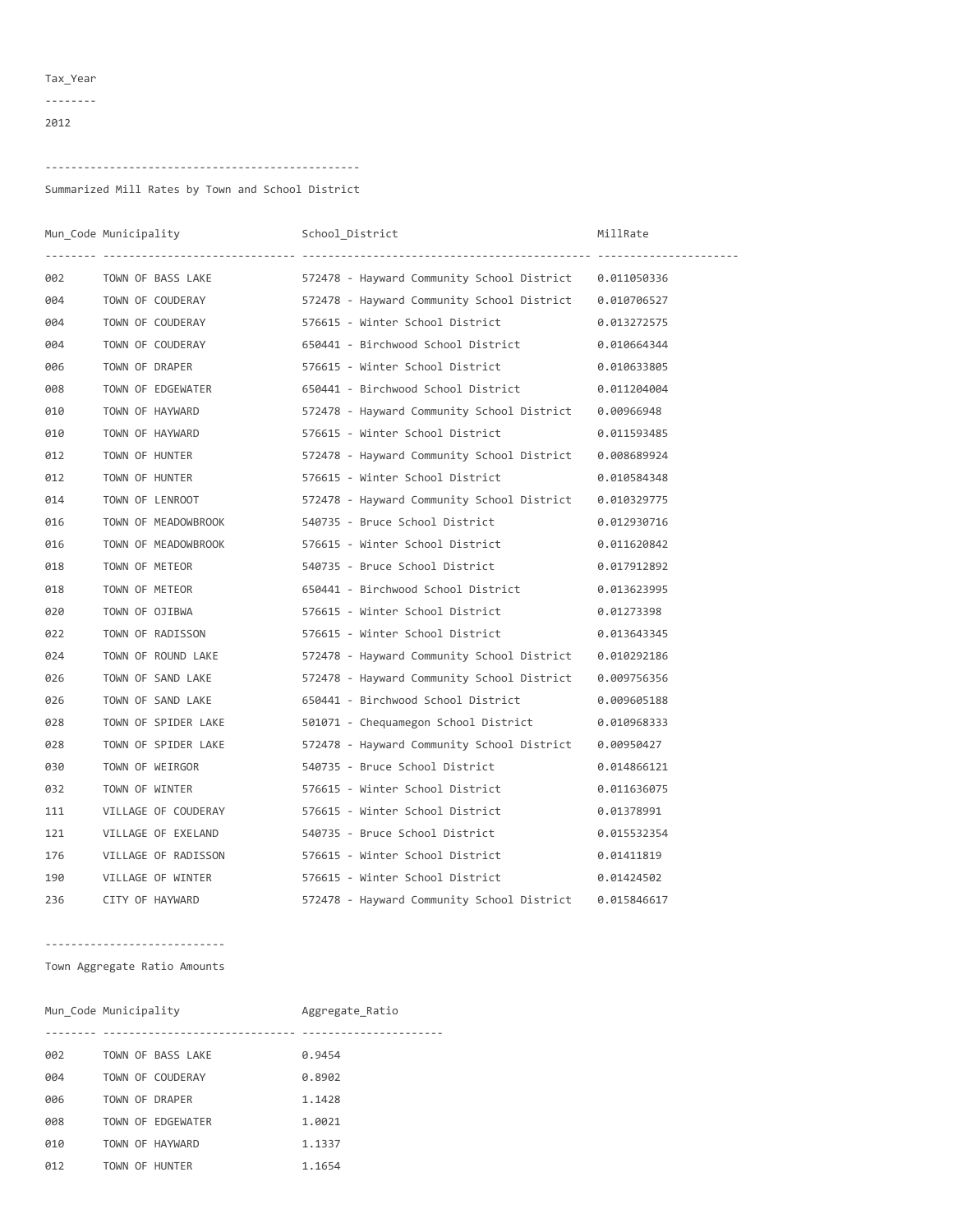Tax_Year

--------

2012

------------------------------------------------

Summarized Mill Rates by Town and School District

| Mun_Code | Municipality | School_District | MillRate |
|---|---|---|---|
| 002 | TOWN OF BASS LAKE | 572478 - Hayward Community School District | 0.011050336 |
| 004 | TOWN OF COUDERAY | 572478 - Hayward Community School District | 0.010706527 |
| 004 | TOWN OF COUDERAY | 576615 - Winter School District | 0.013272575 |
| 004 | TOWN OF COUDERAY | 650441 - Birchwood School District | 0.010664344 |
| 006 | TOWN OF DRAPER | 576615 - Winter School District | 0.010633805 |
| 008 | TOWN OF EDGEWATER | 650441 - Birchwood School District | 0.011204004 |
| 010 | TOWN OF HAYWARD | 572478 - Hayward Community School District | 0.00966948 |
| 010 | TOWN OF HAYWARD | 576615 - Winter School District | 0.011593485 |
| 012 | TOWN OF HUNTER | 572478 - Hayward Community School District | 0.008689924 |
| 012 | TOWN OF HUNTER | 576615 - Winter School District | 0.010584348 |
| 014 | TOWN OF LENROOT | 572478 - Hayward Community School District | 0.010329775 |
| 016 | TOWN OF MEADOWBROOK | 540735 - Bruce School District | 0.012930716 |
| 016 | TOWN OF MEADOWBROOK | 576615 - Winter School District | 0.011620842 |
| 018 | TOWN OF METEOR | 540735 - Bruce School District | 0.017912892 |
| 018 | TOWN OF METEOR | 650441 - Birchwood School District | 0.013623995 |
| 020 | TOWN OF OJIBWA | 576615 - Winter School District | 0.01273398 |
| 022 | TOWN OF RADISSON | 576615 - Winter School District | 0.013643345 |
| 024 | TOWN OF ROUND LAKE | 572478 - Hayward Community School District | 0.010292186 |
| 026 | TOWN OF SAND LAKE | 572478 - Hayward Community School District | 0.009756356 |
| 026 | TOWN OF SAND LAKE | 650441 - Birchwood School District | 0.009605188 |
| 028 | TOWN OF SPIDER LAKE | 501071 - Chequamegon School District | 0.010968333 |
| 028 | TOWN OF SPIDER LAKE | 572478 - Hayward Community School District | 0.00950427 |
| 030 | TOWN OF WEIRGOR | 540735 - Bruce School District | 0.014866121 |
| 032 | TOWN OF WINTER | 576615 - Winter School District | 0.011636075 |
| 111 | VILLAGE OF COUDERAY | 576615 - Winter School District | 0.01378991 |
| 121 | VILLAGE OF EXELAND | 540735 - Bruce School District | 0.015532354 |
| 176 | VILLAGE OF RADISSON | 576615 - Winter School District | 0.01411819 |
| 190 | VILLAGE OF WINTER | 576615 - Winter School District | 0.01424502 |
| 236 | CITY OF HAYWARD | 572478 - Hayward Community School District | 0.015846617 |

----------------------------

Town Aggregate Ratio Amounts

| Mun_Code | Municipality | Aggregate_Ratio |
|---|---|---|
| 002 | TOWN OF BASS LAKE | 0.9454 |
| 004 | TOWN OF COUDERAY | 0.8902 |
| 006 | TOWN OF DRAPER | 1.1428 |
| 008 | TOWN OF EDGEWATER | 1.0021 |
| 010 | TOWN OF HAYWARD | 1.1337 |
| 012 | TOWN OF HUNTER | 1.1654 |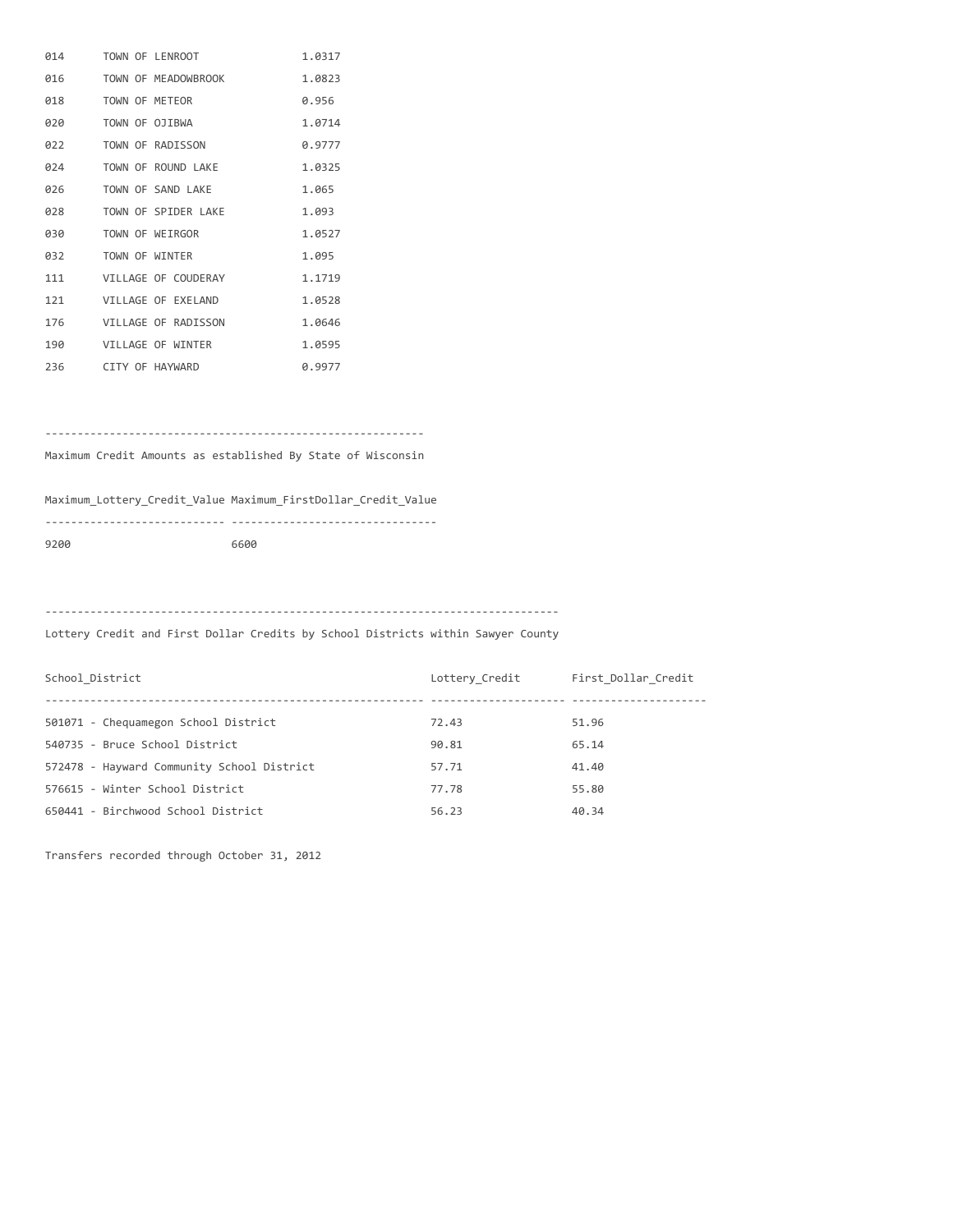| | | |
|---|---|---|
| 014 | TOWN OF LENROOT | 1.0317 |
| 016 | TOWN OF MEADOWBROOK | 1.0823 |
| 018 | TOWN OF METEOR | 0.956 |
| 020 | TOWN OF OJIBWA | 1.0714 |
| 022 | TOWN OF RADISSON | 0.9777 |
| 024 | TOWN OF ROUND LAKE | 1.0325 |
| 026 | TOWN OF SAND LAKE | 1.065 |
| 028 | TOWN OF SPIDER LAKE | 1.093 |
| 030 | TOWN OF WEIRGOR | 1.0527 |
| 032 | TOWN OF WINTER | 1.095 |
| 111 | VILLAGE OF COUDERAY | 1.1719 |
| 121 | VILLAGE OF EXELAND | 1.0528 |
| 176 | VILLAGE OF RADISSON | 1.0646 |
| 190 | VILLAGE OF WINTER | 1.0595 |
| 236 | CITY OF HAYWARD | 0.9977 |

---

Maximum Credit Amounts as established By State of Wisconsin

| Maximum_Lottery_Credit_Value | Maximum_FirstDollar_Credit_Value |
|---|---|
| 9200 | 6600 |

---

Lottery Credit and First Dollar Credits by School Districts within Sawyer County

| School_District | Lottery_Credit | First_Dollar_Credit |
|---|---|---|
| 501071 - Chequamegon School District | 72.43 | 51.96 |
| 540735 - Bruce School District | 90.81 | 65.14 |
| 572478 - Hayward Community School District | 57.71 | 41.40 |
| 576615 - Winter School District | 77.78 | 55.80 |
| 650441 - Birchwood School District | 56.23 | 40.34 |

Transfers recorded through October 31, 2012